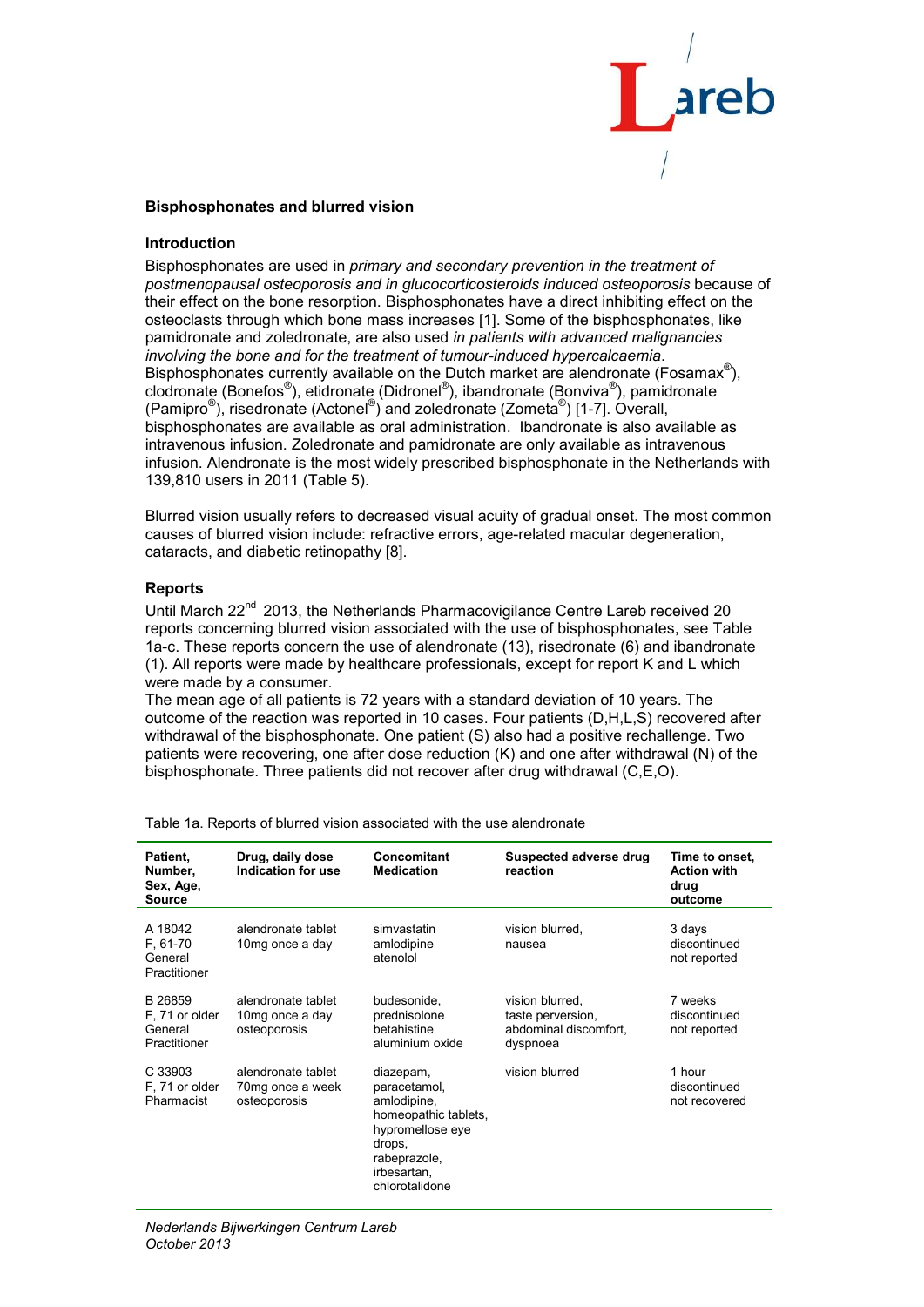# Bisphosphonates and blurred vision

## Introduction

Bisphosphonates are used in *primary and secondary prevention in the treatment of postmenopausal osteoporosis and in glucocorticosteroids induced osteoporosis* because of their effect on the bone resorption. Bisphosphonates have a direct inhibiting effect on the osteoclasts through which bone mass increases [1]. Some of the bisphosphonates, like pamidronate and zoledronate, are also used *in patients with advanced malignancies involving the bone and for the treatment of tumour-induced hypercalcaemia*. Bisphosphonates currently available on the Dutch market are alendronate (Fosamax®), clodronate (Bonefos®), etidronate (Didronel®), ibandronate (Bonviva®), pamidronate (Pamipro®), risedronate (Actonel®) and zoledronate (Zometa®) [1-7]. Overall, bisphosphonates are available as oral administration. Ibandronate is also available as intravenous infusion. Zoledronate and pamidronate are only available as intravenous infusion. Alendronate is the most widely prescribed bisphosphonate in the Netherlands with 139,810 users in 2011 (Table 5).

Blurred vision usually refers to decreased visual acuity of gradual onset. The most common causes of blurred vision include: refractive errors, age-related macular degeneration, cataracts, and diabetic retinopathy [8].

## Reports

Until March 22nd 2013, the Netherlands Pharmacovigilance Centre Lareb received 20 reports concerning blurred vision associated with the use of bisphosphonates, see Table 1a-c. These reports concern the use of alendronate (13), risedronate (6) and ibandronate (1). All reports were made by healthcare professionals, except for report K and L which were made by a consumer.
The mean age of all patients is 72 years with a standard deviation of 10 years. The outcome of the reaction was reported in 10 cases. Four patients (D,H,L,S) recovered after withdrawal of the bisphosphonate. One patient (S) also had a positive rechallenge. Two patients were recovering, one after dose reduction (K) and one after withdrawal (N) of the bisphosphonate. Three patients did not recover after drug withdrawal (C,E,O).

Table 1a. Reports of blurred vision associated with the use alendronate

| Patient, Number, Sex, Age, Source | Drug, daily dose Indication for use | Concomitant Medication | Suspected adverse drug reaction | Time to onset, Action with drug outcome |
|---|---|---|---|---|
| A 18042<br>F, 61-70<br>General Practitioner | alendronate tablet 10mg once a day | simvastatin<br>amlodipine<br>atenolol | vision blurred,<br>nausea | 3 days<br>discontinued<br>not reported |
| B 26859<br>F, 71 or older<br>General Practitioner | alendronate tablet 10mg once a day<br>osteoporosis | budesonide,<br>prednisolone<br>betahistine<br>aluminium oxide | vision blurred,<br>taste perversion,<br>abdominal discomfort,<br>dyspnoea | 7 weeks<br>discontinued<br>not reported |
| C 33903<br>F, 71 or older<br>Pharmacist | alendronate tablet 70mg once a week<br>osteoporosis | diazepam,<br>paracetamol,<br>amlodipine,<br>homeopathic tablets,<br>hypromellose eye drops,<br>rabeprazole,<br>irbesartan,<br>chlorotalidone | vision blurred | 1 hour<br>discontinued<br>not recovered |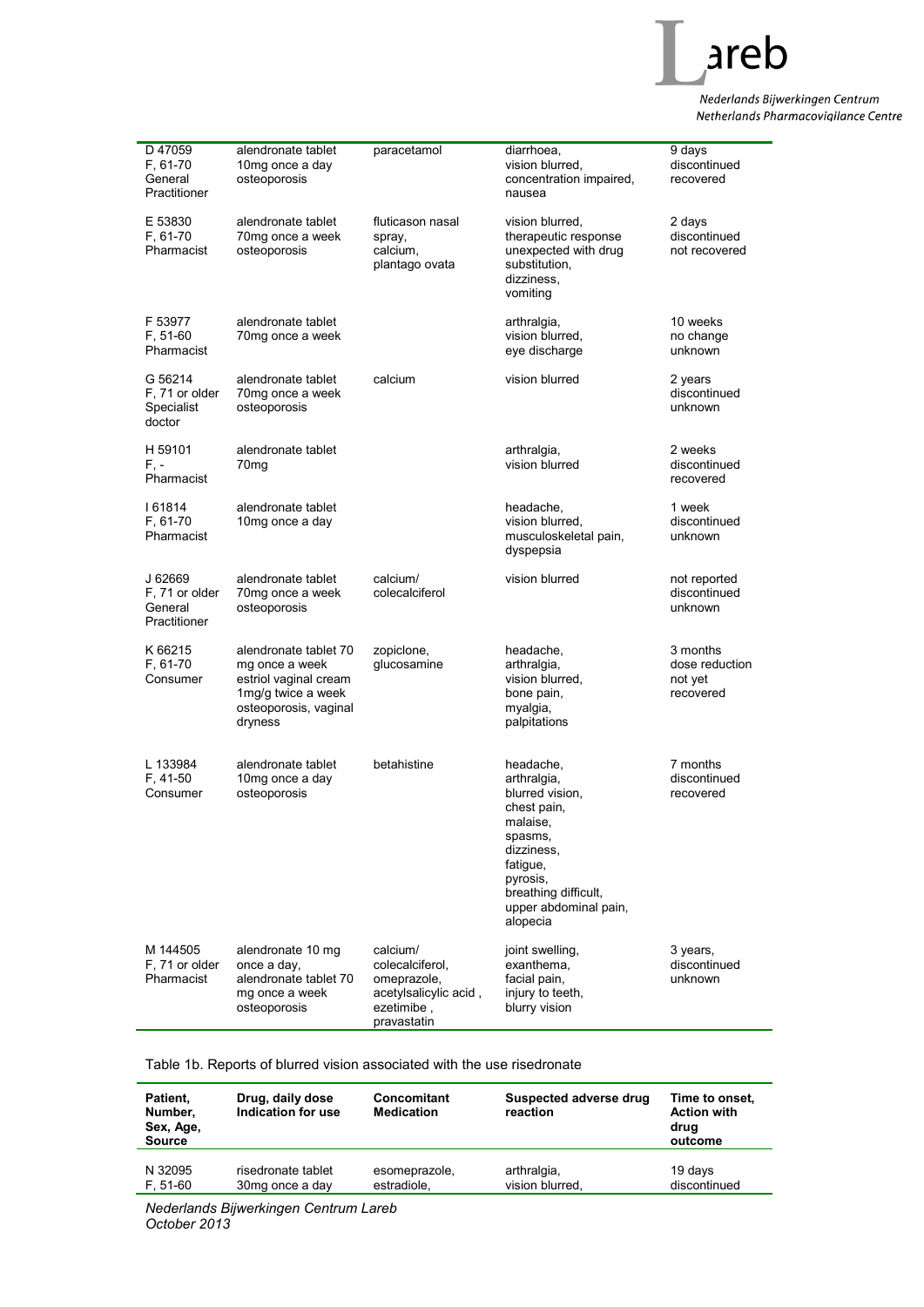| Patient, Number, Sex, Age, Source | Drug, daily dose Indication for use | Concomitant Medication | Suspected adverse drug reaction | Time to onset, Action with drug outcome |
|---|---|---|---|---|
| D 47059<br>F, 61-70<br>General Practitioner | alendronate tablet 10mg once a day osteoporosis | paracetamol | diarrhoea,<br>vision blurred,<br>concentration impaired,<br>nausea | 9 days<br>discontinued<br>recovered |
| E 53830<br>F, 61-70<br>Pharmacist | alendronate tablet 70mg once a week osteoporosis | fluticason nasal spray,<br>calcium,<br>plantago ovata | vision blurred,<br>therapeutic response unexpected with drug substitution,<br>dizziness,<br>vomiting | 2 days<br>discontinued<br>not recovered |
| F 53977<br>F, 51-60<br>Pharmacist | alendronate tablet 70mg once a week | | arthralgia,<br>vision blurred,<br>eye discharge | 10 weeks<br>no change<br>unknown |
| G 56214<br>F, 71 or older<br>Specialist doctor | alendronate tablet 70mg once a week osteoporosis | calcium | vision blurred | 2 years<br>discontinued<br>unknown |
| H 59101<br>F, -<br>Pharmacist | alendronate tablet 70mg | | arthralgia,<br>vision blurred | 2 weeks<br>discontinued<br>recovered |
| I 61814<br>F, 61-70<br>Pharmacist | alendronate tablet 10mg once a day | | headache,<br>vision blurred,<br>musculoskeletal pain,<br>dyspepsia | 1 week<br>discontinued<br>unknown |
| J 62669<br>F, 71 or older<br>General Practitioner | alendronate tablet 70mg once a week osteoporosis | calcium/ colecalciferol | vision blurred | not reported<br>discontinued<br>unknown |
| K 66215<br>F, 61-70<br>Consumer | alendronate tablet 70 mg once a week<br>estriol vaginal cream 1mg/g twice a week<br>osteoporosis, vaginal dryness | zopiclone,<br>glucosamine | headache,<br>arthralgia,<br>vision blurred,<br>bone pain,<br>myalgia,<br>palpitations | 3 months<br>dose reduction<br>not yet recovered |
| L 133984<br>F, 41-50<br>Consumer | alendronate tablet 10mg once a day osteoporosis | betahistine | headache,<br>arthralgia,<br>blurred vision,<br>chest pain,<br>malaise,<br>spasms,<br>dizziness,<br>fatigue,<br>pyrosis,<br>breathing difficult,<br>upper abdominal pain,<br>alopecia | 7 months<br>discontinued<br>recovered |
| M 144505<br>F, 71 or older<br>Pharmacist | alendronate 10 mg once a day,<br>alendronate tablet 70 mg once a week<br>osteoporosis | calcium/ colecalciferol,<br>omeprazole,<br>acetylsalicylic acid ,<br>ezetimibe ,<br>pravastatin | joint swelling,<br>exanthema,<br>facial pain,<br>injury to teeth,<br>blurry vision | 3 years,<br>discontinued<br>unknown |

Table 1b. Reports of blurred vision associated with the use risedronate

| Patient, Number, Sex, Age, Source | Drug, daily dose Indication for use | Concomitant Medication | Suspected adverse drug reaction | Time to onset, Action with drug outcome |
|---|---|---|---|---|
| N 32095<br>F, 51-60 | risedronate tablet 30mg once a day | esomeprazole,<br>estradiole, | arthralgia,<br>vision blurred, | 19 days<br>discontinued |

*Nederlands Bijwerkingen Centrum Lareb*
*October 2013*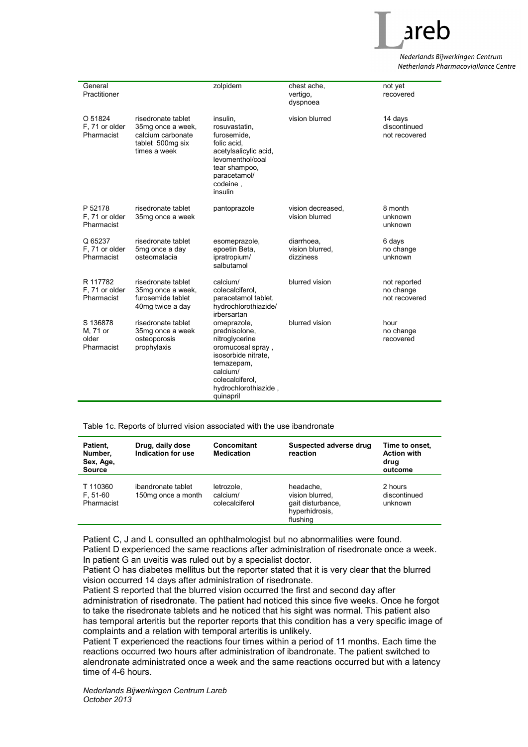| | | | | |
|---|---|---|---|---|
| General Practitioner | | zolpidem | chest ache, vertigo, dyspnoea | not yet recovered |
| O 51824 F, 71 or older Pharmacist | risedronate tablet 35mg once a week, calcium carbonate tablet 500mg six times a week | insulin, rosuvastatin, furosemide, folic acid, acetylsalicylic acid, levomenthol/coal tear shampoo, paracetamol/ codeine , insulin | vision blurred | 14 days discontinued not recovered |
| P 52178 F, 71 or older Pharmacist | risedronate tablet 35mg once a week | pantoprazole | vision decreased, vision blurred | 8 month unknown unknown |
| Q 65237 F, 71 or older Pharmacist | risedronate tablet 5mg once a day osteomalacia | esomeprazole, epoetin Beta, ipratropium/ salbutamol | diarrhoea, vision blurred, dizziness | 6 days no change unknown |
| R 117782 F, 71 or older Pharmacist | risedronate tablet 35mg once a week, furosemide tablet 40mg twice a day | calcium/ colecalciferol, paracetamol tablet, hydrochlorothiazide/ irbersartan | blurred vision | not reported no change not recovered |
| S 136878 M, 71 or older Pharmacist | risedronate tablet 35mg once a week osteoporosis prophylaxis | omeprazole, prednisolone, nitroglycerine oromucosal spray , isosorbide nitrate, temazepam, calcium/ colecalciferol, hydrochlorothiazide , quinapril | blurred vision | hour no change recovered |

Table 1c. Reports of blurred vision associated with the use ibandronate

| Patient, Number, Sex, Age, Source | Drug, daily dose Indication for use | Concomitant Medication | Suspected adverse drug reaction | Time to onset, Action with drug outcome |
|---|---|---|---|---|
| T 110360 F, 51-60 Pharmacist | ibandronate tablet 150mg once a month | letrozole, calcium/ colecalciferol | headache, vision blurred, gait disturbance, hyperhidrosis, flushing | 2 hours discontinued unknown |

Patient C, J and L consulted an ophthalmologist but no abnormalities were found.
Patient D experienced the same reactions after administration of risedronate once a week.
In patient G an uveitis was ruled out by a specialist doctor.
Patient O has diabetes mellitus but the reporter stated that it is very clear that the blurred vision occurred 14 days after administration of risedronate.
Patient S reported that the blurred vision occurred the first and second day after administration of risedronate. The patient had noticed this since five weeks. Once he forgot to take the risedronate tablets and he noticed that his sight was normal. This patient also has temporal arteritis but the reporter reports that this condition has a very specific image of complaints and a relation with temporal arteritis is unlikely.
Patient T experienced the reactions four times within a period of 11 months. Each time the reactions occurred two hours after administration of ibandronate. The patient switched to alendronate administrated once a week and the same reactions occurred but with a latency time of 4-6 hours.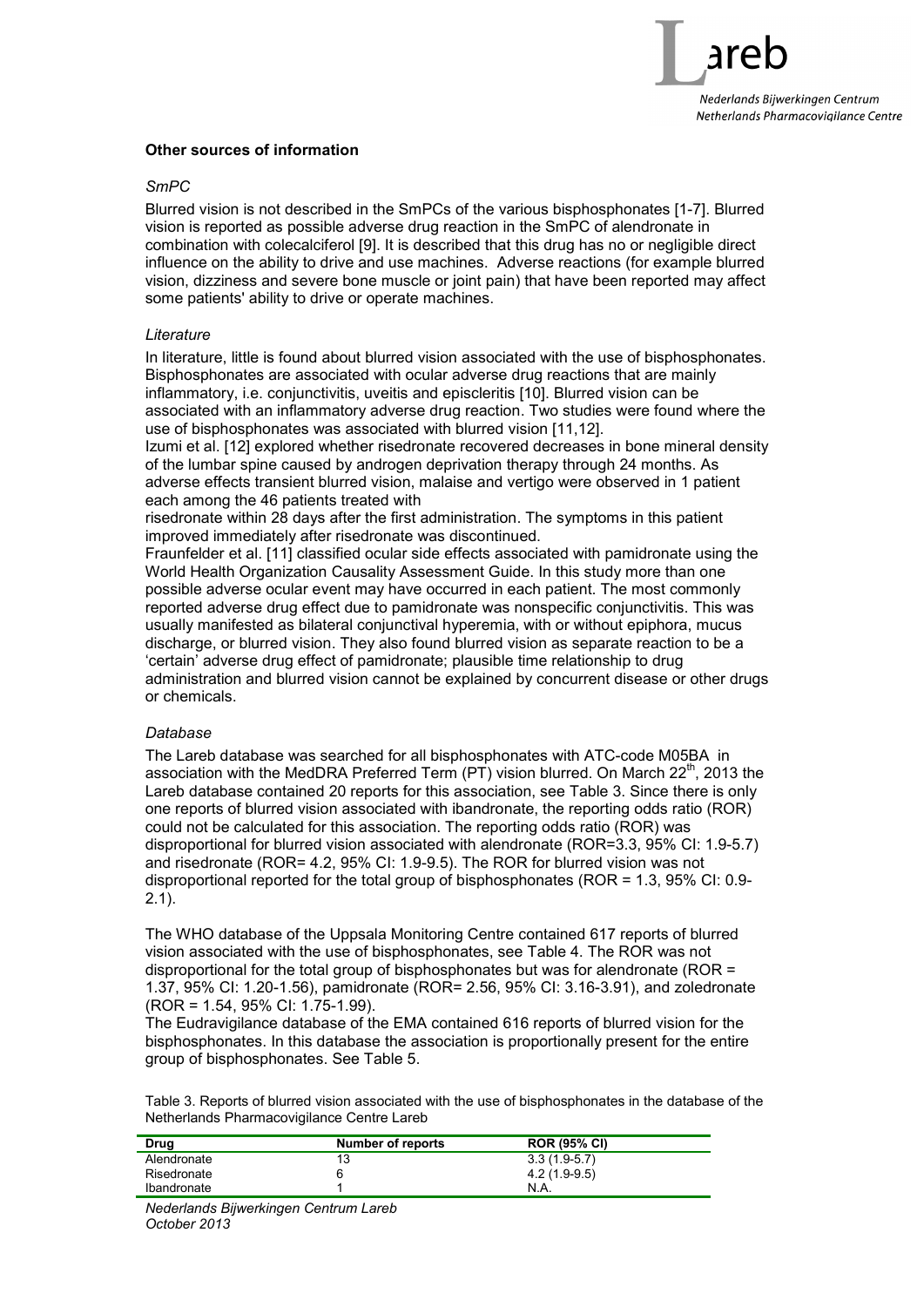## Other sources of information

### *SmPC*

Blurred vision is not described in the SmPCs of the various bisphosphonates [1-7]. Blurred vision is reported as possible adverse drug reaction in the SmPC of alendronate in combination with colecalciferol [9]. It is described that this drug has no or negligible direct influence on the ability to drive and use machines. Adverse reactions (for example blurred vision, dizziness and severe bone muscle or joint pain) that have been reported may affect some patients' ability to drive or operate machines.

### *Literature*

In literature, little is found about blurred vision associated with the use of bisphosphonates. Bisphosphonates are associated with ocular adverse drug reactions that are mainly inflammatory, i.e. conjunctivitis, uveitis and episcleritis [10]. Blurred vision can be associated with an inflammatory adverse drug reaction. Two studies were found where the use of bisphosphonates was associated with blurred vision [11,12].

Izumi et al. [12] explored whether risedronate recovered decreases in bone mineral density of the lumbar spine caused by androgen deprivation therapy through 24 months. As adverse effects transient blurred vision, malaise and vertigo were observed in 1 patient each among the 46 patients treated with risedronate within 28 days after the first administration. The symptoms in this patient improved immediately after risedronate was discontinued.

Fraunfelder et al. [11] classified ocular side effects associated with pamidronate using the World Health Organization Causality Assessment Guide. In this study more than one possible adverse ocular event may have occurred in each patient. The most commonly reported adverse drug effect due to pamidronate was nonspecific conjunctivitis. This was usually manifested as bilateral conjunctival hyperemia, with or without epiphora, mucus discharge, or blurred vision. They also found blurred vision as separate reaction to be a 'certain' adverse drug effect of pamidronate; plausible time relationship to drug administration and blurred vision cannot be explained by concurrent disease or other drugs or chemicals.

### *Database*

The Lareb database was searched for all bisphosphonates with ATC-code M05BA in association with the MedDRA Preferred Term (PT) vision blurred. On March 22[th], 2013 the Lareb database contained 20 reports for this association, see Table 3. Since there is only one reports of blurred vision associated with ibandronate, the reporting odds ratio (ROR) could not be calculated for this association. The reporting odds ratio (ROR) was disproportional for blurred vision associated with alendronate (ROR=3.3, 95% CI: 1.9-5.7) and risedronate (ROR= 4.2, 95% CI: 1.9-9.5). The ROR for blurred vision was not disproportional reported for the total group of bisphosphonates (ROR = 1.3, 95% CI: 0.9-2.1).

The WHO database of the Uppsala Monitoring Centre contained 617 reports of blurred vision associated with the use of bisphosphonates, see Table 4. The ROR was not disproportional for the total group of bisphosphonates but was for alendronate (ROR = 1.37, 95% CI: 1.20-1.56), pamidronate (ROR= 2.56, 95% CI: 3.16-3.91), and zoledronate (ROR = 1.54, 95% CI: 1.75-1.99).

The Eudravigilance database of the EMA contained 616 reports of blurred vision for the bisphosphonates. In this database the association is proportionally present for the entire group of bisphosphonates. See Table 5.

Table 3. Reports of blurred vision associated with the use of bisphosphonates in the database of the Netherlands Pharmacovigilance Centre Lareb

| Drug | Number of reports | ROR (95% CI) |
|---|---|---|
| Alendronate | 13 | 3.3 (1.9-5.7) |
| Risedronate | 6 | 4.2 (1.9-9.5) |
| Ibandronate | 1 | N.A. |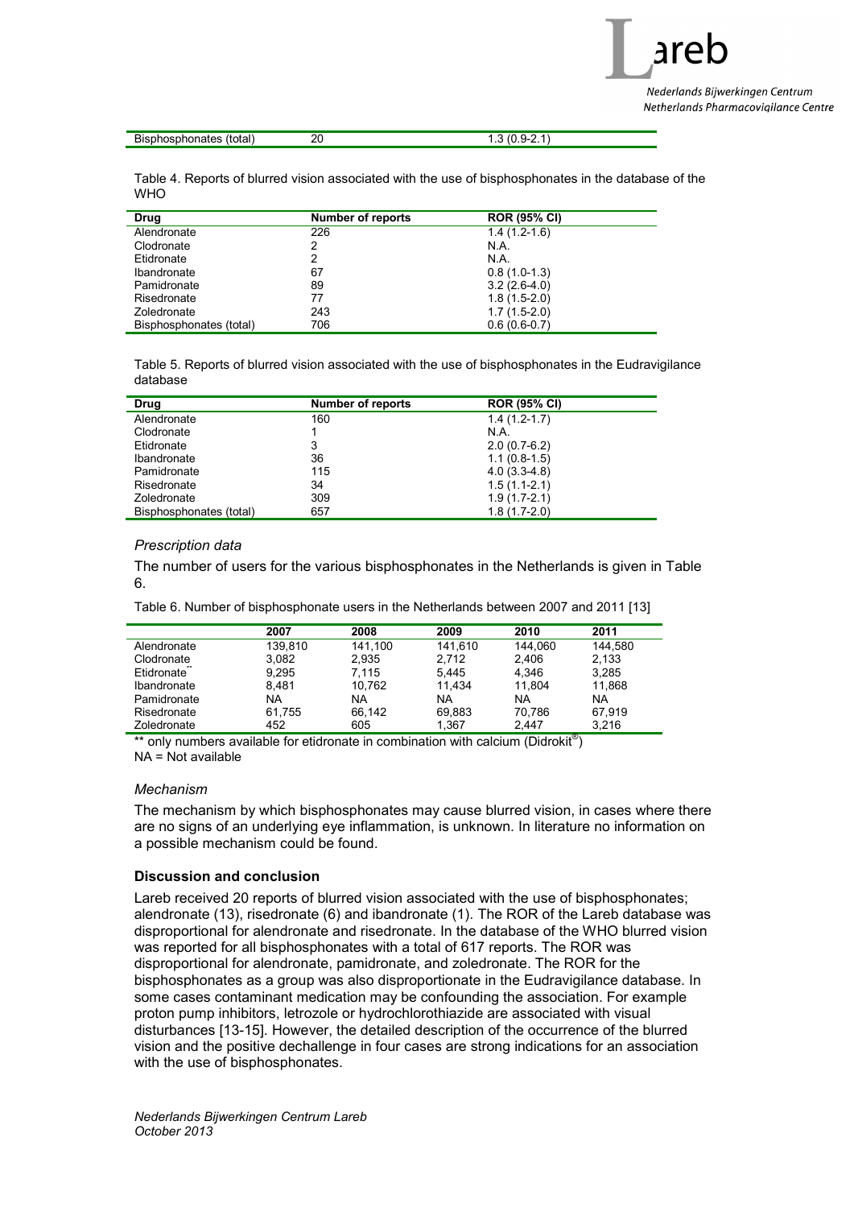| Bisphosphonates (total) | 20 | 1.3 (0.9-2.1) |
|---|---|---|

Table 4. Reports of blurred vision associated with the use of bisphosphonates in the database of the WHO

| Drug | Number of reports | ROR (95% CI) |
|---|---|---|
| Alendronate | 226 | 1.4 (1.2-1.6) |
| Clodronate | 2 | N.A. |
| Etidronate | 2 | N.A. |
| Ibandronate | 67 | 0.8 (1.0-1.3) |
| Pamidronate | 89 | 3.2 (2.6-4.0) |
| Risedronate | 77 | 1.8 (1.5-2.0) |
| Zoledronate | 243 | 1.7 (1.5-2.0) |
| Bisphosphonates (total) | 706 | 0.6 (0.6-0.7) |

Table 5. Reports of blurred vision associated with the use of bisphosphonates in the Eudravigilance database

| Drug | Number of reports | ROR (95% CI) |
|---|---|---|
| Alendronate | 160 | 1.4 (1.2-1.7) |
| Clodronate | 1 | N.A. |
| Etidronate | 3 | 2.0 (0.7-6.2) |
| Ibandronate | 36 | 1.1 (0.8-1.5) |
| Pamidronate | 115 | 4.0 (3.3-4.8) |
| Risedronate | 34 | 1.5 (1.1-2.1) |
| Zoledronate | 309 | 1.9 (1.7-2.1) |
| Bisphosphonates (total) | 657 | 1.8 (1.7-2.0) |

*Prescription data*

The number of users for the various bisphosphonates in the Netherlands is given in Table 6.

Table 6. Number of bisphosphonate users in the Netherlands between 2007 and 2011 [13]

| | 2007 | 2008 | 2009 | 2010 | 2011 |
|---|---|---|---|---|---|
| Alendronate | 139,810 | 141,100 | 141,610 | 144,060 | 144,580 |
| Clodronate | 3,082 | 2,935 | 2,712 | 2,406 | 2,133 |
| Etidronate** | 9,295 | 7,115 | 5,445 | 4,346 | 3,285 |
| Ibandronate | 8,481 | 10,762 | 11,434 | 11,804 | 11,868 |
| Pamidronate | NA | NA | NA | NA | NA |
| Risedronate | 61,755 | 66,142 | 69,883 | 70,786 | 67,919 |
| Zoledronate | 452 | 605 | 1,367 | 2,447 | 3,216 |

** only numbers available for etidronate in combination with calcium (Didrokit®)
NA = Not available

*Mechanism*

The mechanism by which bisphosphonates may cause blurred vision, in cases where there are no signs of an underlying eye inflammation, is unknown. In literature no information on a possible mechanism could be found.

**Discussion and conclusion**

Lareb received 20 reports of blurred vision associated with the use of bisphosphonates; alendronate (13), risedronate (6) and ibandronate (1). The ROR of the Lareb database was disproportional for alendronate and risedronate. In the database of the WHO blurred vision was reported for all bisphosphonates with a total of 617 reports. The ROR was disproportional for alendronate, pamidronate, and zoledronate. The ROR for the bisphosphonates as a group was also disproportionate in the Eudravigilance database. In some cases contaminant medication may be confounding the association. For example proton pump inhibitors, letrozole or hydrochlorothiazide are associated with visual disturbances [13-15]. However, the detailed description of the occurrence of the blurred vision and the positive dechallenge in four cases are strong indications for an association with the use of bisphosphonates.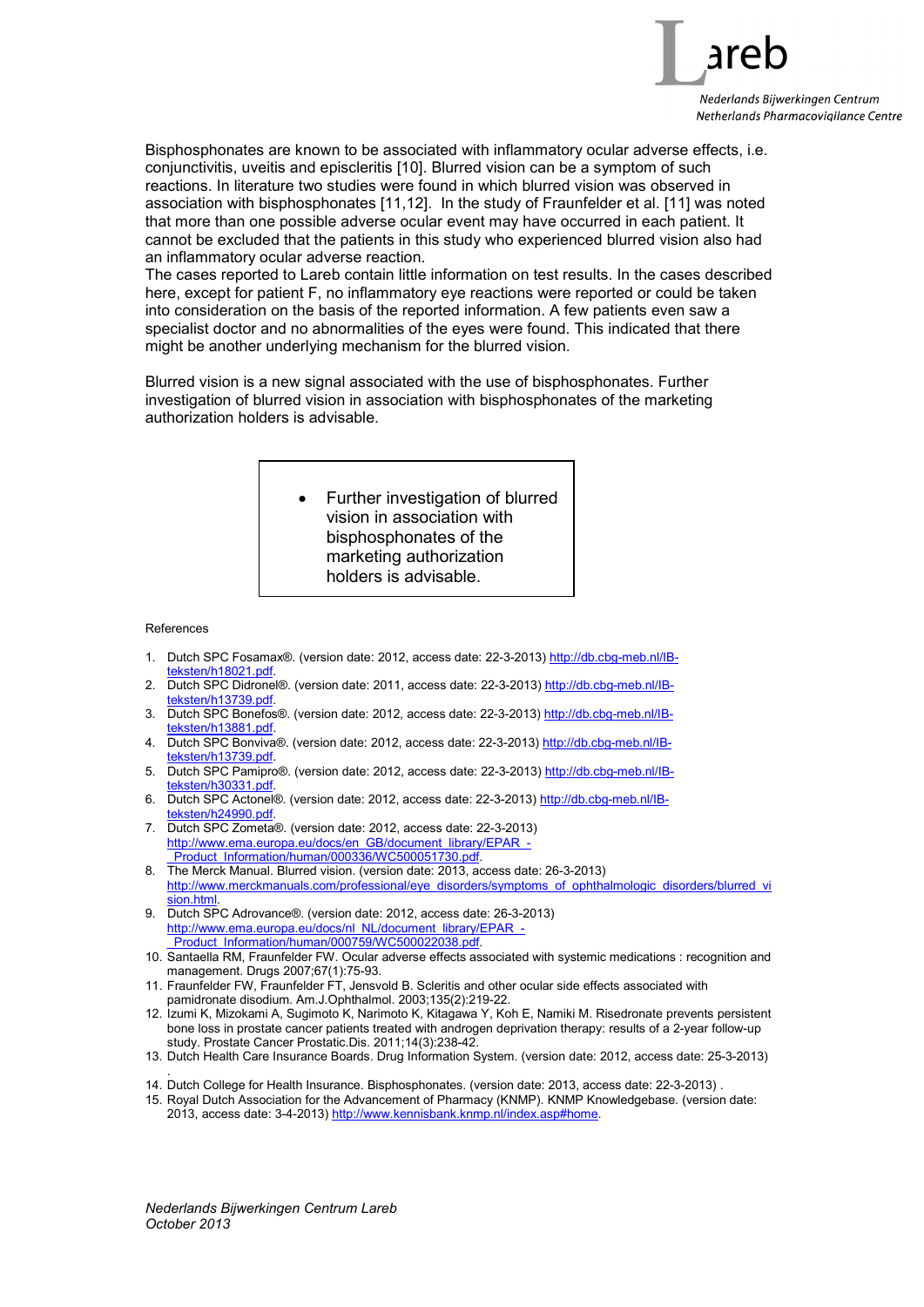Bisphosphonates are known to be associated with inflammatory ocular adverse effects, i.e. conjunctivitis, uveitis and episcleritis [10]. Blurred vision can be a symptom of such reactions. In literature two studies were found in which blurred vision was observed in association with bisphosphonates [11,12]. In the study of Fraunfelder et al. [11] was noted that more than one possible adverse ocular event may have occurred in each patient. It cannot be excluded that the patients in this study who experienced blurred vision also had an inflammatory ocular adverse reaction.
The cases reported to Lareb contain little information on test results. In the cases described here, except for patient F, no inflammatory eye reactions were reported or could be taken into consideration on the basis of the reported information. A few patients even saw a specialist doctor and no abnormalities of the eyes were found. This indicated that there might be another underlying mechanism for the blurred vision.

Blurred vision is a new signal associated with the use of bisphosphonates. Further investigation of blurred vision in association with bisphosphonates of the marketing authorization holders is advisable.

- Further investigation of blurred vision in association with bisphosphonates of the marketing authorization holders is advisable.

References

1. Dutch SPC Fosamax®. (version date: 2012, access date: 22-3-2013) http://db.cbg-meb.nl/IB-teksten/h18021.pdf.
2. Dutch SPC Didronel®. (version date: 2011, access date: 22-3-2013) http://db.cbg-meb.nl/IB-teksten/h13739.pdf.
3. Dutch SPC Bonefos®. (version date: 2012, access date: 22-3-2013) http://db.cbg-meb.nl/IB-teksten/h13881.pdf.
4. Dutch SPC Bonviva®. (version date: 2012, access date: 22-3-2013) http://db.cbg-meb.nl/IB-teksten/h13739.pdf.
5. Dutch SPC Pamipro®. (version date: 2012, access date: 22-3-2013) http://db.cbg-meb.nl/IB-teksten/h30331.pdf.
6. Dutch SPC Actonel®. (version date: 2012, access date: 22-3-2013) http://db.cbg-meb.nl/IB-teksten/h24990.pdf.
7. Dutch SPC Zometa®. (version date: 2012, access date: 22-3-2013) http://www.ema.europa.eu/docs/en_GB/document_library/EPAR_-_Product_Information/human/000336/WC500051730.pdf.
8. The Merck Manual. Blurred vision. (version date: 2013, access date: 26-3-2013) http://www.merckmanuals.com/professional/eye_disorders/symptoms_of_ophthalmologic_disorders/blurred_vision.html.
9. Dutch SPC Adrovance®. (version date: 2012, access date: 26-3-2013) http://www.ema.europa.eu/docs/nl_NL/document_library/EPAR_-_Product_Information/human/000759/WC500022038.pdf.
10. Santaella RM, Fraunfelder FW. Ocular adverse effects associated with systemic medications : recognition and management. Drugs 2007;67(1):75-93.
11. Fraunfelder FW, Fraunfelder FT, Jensvold B. Scleritis and other ocular side effects associated with pamidronate disodium. Am.J.Ophthalmol. 2003;135(2):219-22.
12. Izumi K, Mizokami A, Sugimoto K, Narimoto K, Kitagawa Y, Koh E, Namiki M. Risedronate prevents persistent bone loss in prostate cancer patients treated with androgen deprivation therapy: results of a 2-year follow-up study. Prostate Cancer Prostatic.Dis. 2011;14(3):238-42.
13. Dutch Health Care Insurance Boards. Drug Information System. (version date: 2012, access date: 25-3-2013) .
14. Dutch College for Health Insurance. Bisphosphonates. (version date: 2013, access date: 22-3-2013) .
15. Royal Dutch Association for the Advancement of Pharmacy (KNMP). KNMP Knowledgebase. (version date: 2013, access date: 3-4-2013) http://www.kennisbank.knmp.nl/index.asp#home.

*Nederlands Bijwerkingen Centrum Lareb*
*October 2013*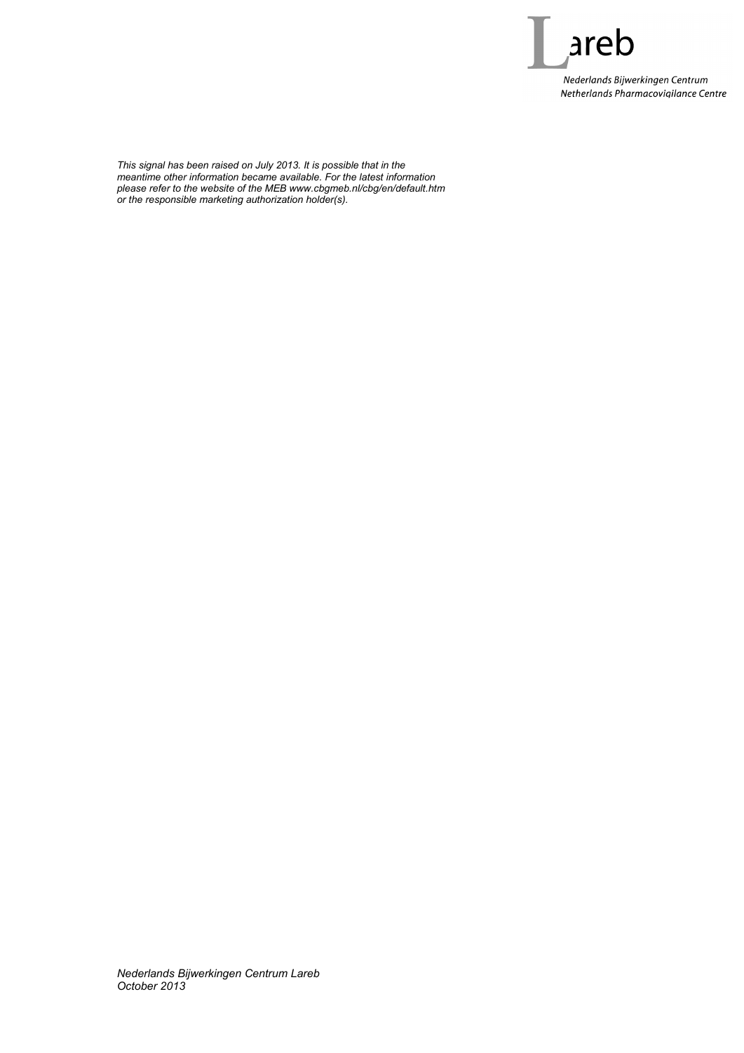*This signal has been raised on July 2013. It is possible that in the meantime other information became available. For the latest information please refer to the website of the MEB www.cbgmeb.nl/cbg/en/default.htm or the responsible marketing authorization holder(s).*

*Nederlands Bijwerkingen Centrum Lareb*
*October 2013*